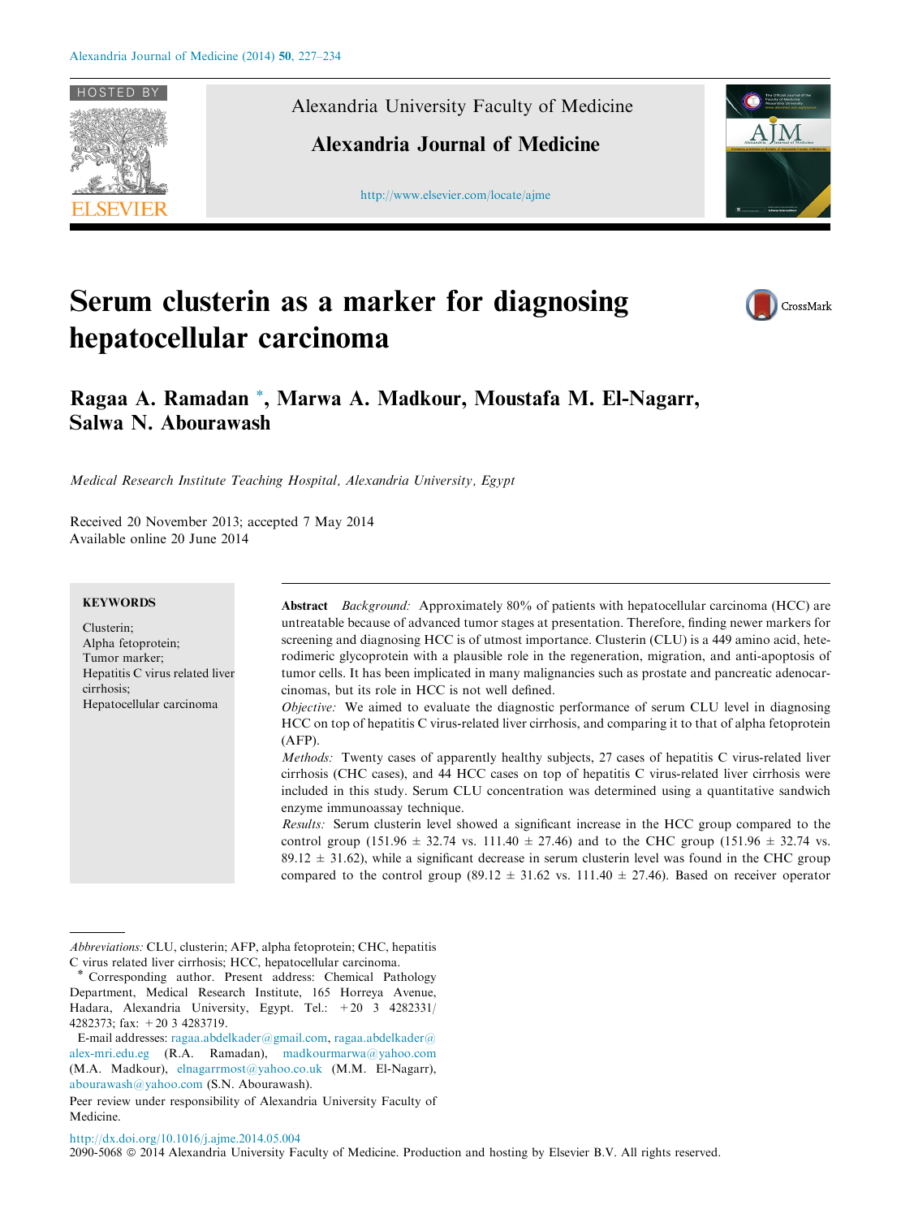Alexandria University Faculty of Medicine

Alexandria Journal of Medicine

http://www.elsevier.com/locate/ajme

# Serum clusterin as a marker for diagnosing hepatocellular carcinoma

**Ragaa A. Ramadan \*, Marwa A. Madkour, Moustafa M. El-Nagarr, Salwa N. Abourawash**

*Medical Research Institute Teaching Hospital, Alexandria University, Egypt*

Received 20 November 2013; accepted 7 May 2014
Available online 20 June 2014

**KEYWORDS**

Clusterin;
Alpha fetoprotein;
Tumor marker;
Hepatitis C virus related liver cirrhosis;
Hepatocellular carcinoma

**Abstract** *Background:* Approximately 80% of patients with hepatocellular carcinoma (HCC) are untreatable because of advanced tumor stages at presentation. Therefore, finding newer markers for screening and diagnosing HCC is of utmost importance. Clusterin (CLU) is a 449 amino acid, heterodimeric glycoprotein with a plausible role in the regeneration, migration, and anti-apoptosis of tumor cells. It has been implicated in many malignancies such as prostate and pancreatic adenocarcinomas, but its role in HCC is not well defined.

*Objective:* We aimed to evaluate the diagnostic performance of serum CLU level in diagnosing HCC on top of hepatitis C virus-related liver cirrhosis, and comparing it to that of alpha fetoprotein (AFP).

*Methods:* Twenty cases of apparently healthy subjects, 27 cases of hepatitis C virus-related liver cirrhosis (CHC cases), and 44 HCC cases on top of hepatitis C virus-related liver cirrhosis were included in this study. Serum CLU concentration was determined using a quantitative sandwich enzyme immunoassay technique.

*Results:* Serum clusterin level showed a significant increase in the HCC group compared to the control group (151.96 ± 32.74 vs. 111.40 ± 27.46) and to the CHC group (151.96 ± 32.74 vs. 89.12 ± 31.62), while a significant decrease in serum clusterin level was found in the CHC group compared to the control group (89.12 ± 31.62 vs. 111.40 ± 27.46). Based on receiver operator

*Abbreviations:* CLU, clusterin; AFP, alpha fetoprotein; CHC, hepatitis C virus related liver cirrhosis; HCC, hepatocellular carcinoma.

\* Corresponding author. Present address: Chemical Pathology Department, Medical Research Institute, 165 Horreya Avenue, Hadara, Alexandria University, Alexandria, Egypt. Tel.: +20 3 4282331/4282373; fax: +20 3 4283719.

E-mail addresses: ragaa.abdelkader@gmail.com, ragaa.abdelkader@alex-mri.edu.eg (R.A. Ramadan), madkourmarwa@yahoo.com (M.A. Madkour), elnagarrmost@yahoo.co.uk (M.M. El-Nagarr), abourawash@yahoo.com (S.N. Abourawash).

Peer review under responsibility of Alexandria University Faculty of Medicine.

http://dx.doi.org/10.1016/j.ajme.2014.05.004
2090-5068 © 2014 Alexandria University Faculty of Medicine. Production and hosting by Elsevier B.V. All rights reserved.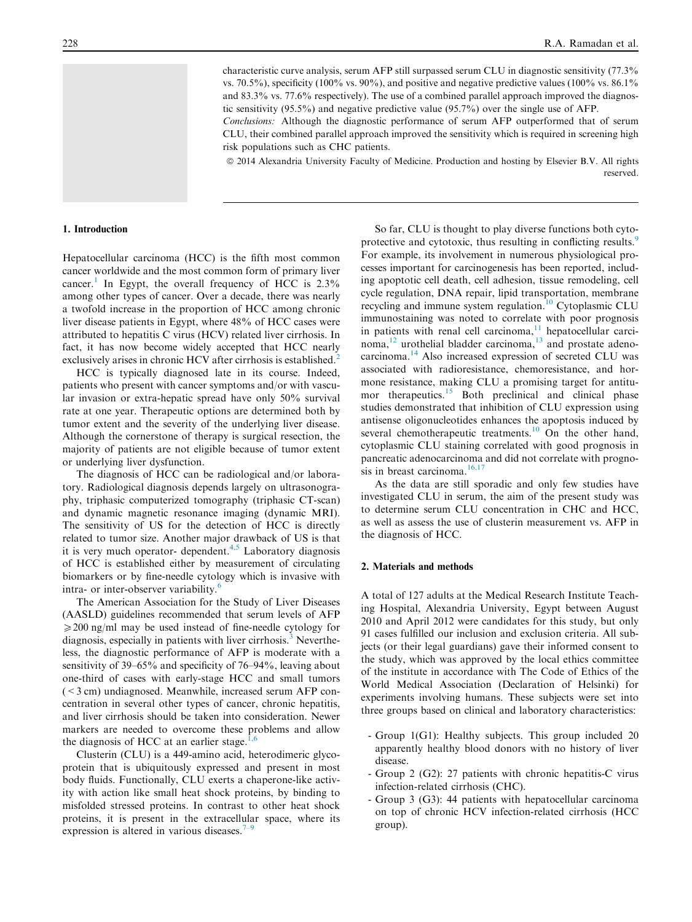characteristic curve analysis, serum AFP still surpassed serum CLU in diagnostic sensitivity (77.3% vs. 70.5%), specificity (100% vs. 90%), and positive and negative predictive values (100% vs. 86.1% and 83.3% vs. 77.6% respectively). The use of a combined parallel approach improved the diagnostic sensitivity (95.5%) and negative predictive value (95.7%) over the single use of AFP.

*Conclusions:* Although the diagnostic performance of serum AFP outperformed that of serum CLU, their combined parallel approach improved the sensitivity which is required in screening high risk populations such as CHC patients.

© 2014 Alexandria University Faculty of Medicine. Production and hosting by Elsevier B.V. All rights reserved.

## 1. Introduction

Hepatocellular carcinoma (HCC) is the fifth most common cancer worldwide and the most common form of primary liver cancer.[1] In Egypt, the overall frequency of HCC is 2.3% among other types of cancer. Over a decade, there was nearly a twofold increase in the proportion of HCC among chronic liver disease patients in Egypt, where 48% of HCC cases were attributed to hepatitis C virus (HCV) related liver cirrhosis. In fact, it has now become widely accepted that HCC nearly exclusively arises in chronic HCV after cirrhosis is established.[2]

HCC is typically diagnosed late in its course. Indeed, patients who present with cancer symptoms and/or with vascular invasion or extra-hepatic spread have only 50% survival rate at one year. Therapeutic options are determined both by tumor extent and the severity of the underlying liver disease. Although the cornerstone of therapy is surgical resection, the majority of patients are not eligible because of tumor extent or underlying liver dysfunction.

The diagnosis of HCC can be radiological and/or laboratory. Radiological diagnosis depends largely on ultrasonography, triphasic computerized tomography (triphasic CT-scan) and dynamic magnetic resonance imaging (dynamic MRI). The sensitivity of US for the detection of HCC is directly related to tumor size. Another major drawback of US is that it is very much operator- dependent.[4,5] Laboratory diagnosis of HCC is established either by measurement of circulating biomarkers or by fine-needle cytology which is invasive with intra- or inter-observer variability.[6]

The American Association for the Study of Liver Diseases (AASLD) guidelines recommended that serum levels of AFP $\geqslant$200 ng/ml may be used instead of fine-needle cytology for diagnosis, especially in patients with liver cirrhosis.[3] Nevertheless, the diagnostic performance of AFP is moderate with a sensitivity of 39–65% and specificity of 76–94%, leaving about one-third of cases with early-stage HCC and small tumors (< 3 cm) undiagnosed. Meanwhile, increased serum AFP concentration in several other types of cancer, chronic hepatitis, and liver cirrhosis should be taken into consideration. Newer markers are needed to overcome these problems and allow the diagnosis of HCC at an earlier stage.[1,6]

Clusterin (CLU) is a 449-amino acid, heterodimeric glycoprotein that is ubiquitously expressed and present in most body fluids. Functionally, CLU exerts a chaperone-like activity with action like small heat shock proteins, by binding to misfolded stressed proteins. In contrast to other heat shock proteins, it is present in the extracellular space, where its expression is altered in various diseases.[7–9]

So far, CLU is thought to play diverse functions both cytoprotective and cytotoxic, thus resulting in conflicting results.[9] For example, its involvement in numerous physiological processes important for carcinogenesis has been reported, including apoptotic cell death, cell adhesion, tissue remodeling, cell cycle regulation, DNA repair, lipid transportation, membrane recycling and immune system regulation.[10] Cytoplasmic CLU immunostaining was noted to correlate with poor prognosis in patients with renal cell carcinoma,[11] hepatocellular carcinoma,[12] urothelial bladder carcinoma,[13] and prostate adenocarcinoma.[14] Also increased expression of secreted CLU was associated with radioresistance, chemoresistance, and hormone resistance, making CLU a promising target for antitumor therapeutics.[15] Both preclinical and clinical phase studies demonstrated that inhibition of CLU expression using antisense oligonucleotides enhances the apoptosis induced by several chemotherapeutic treatments.[10] On the other hand, cytoplasmic CLU staining correlated with good prognosis in pancreatic adenocarcinoma and did not correlate with prognosis in breast carcinoma.[16,17]

As the data are still sporadic and only few studies have investigated CLU in serum, the aim of the present study was to determine serum CLU concentration in CHC and HCC, as well as assess the use of clusterin measurement vs. AFP in the diagnosis of HCC.

## 2. Materials and methods

A total of 127 adults at the Medical Research Institute Teaching Hospital, Alexandria University, Egypt between August 2010 and April 2012 were candidates for this study, but only 91 cases fulfilled our inclusion and exclusion criteria. All subjects (or their legal guardians) gave their informed consent to the study, which was approved by the local ethics committee of the institute in accordance with The Code of Ethics of the World Medical Association (Declaration of Helsinki) for experiments involving humans. These subjects were set into three groups based on clinical and laboratory characteristics:

- Group 1(G1): Healthy subjects. This group included 20 apparently healthy blood donors with no history of liver disease.
- Group 2 (G2): 27 patients with chronic hepatitis-C virus infection-related cirrhosis (CHC).
- Group 3 (G3): 44 patients with hepatocellular carcinoma on top of chronic HCV infection-related cirrhosis (HCC group).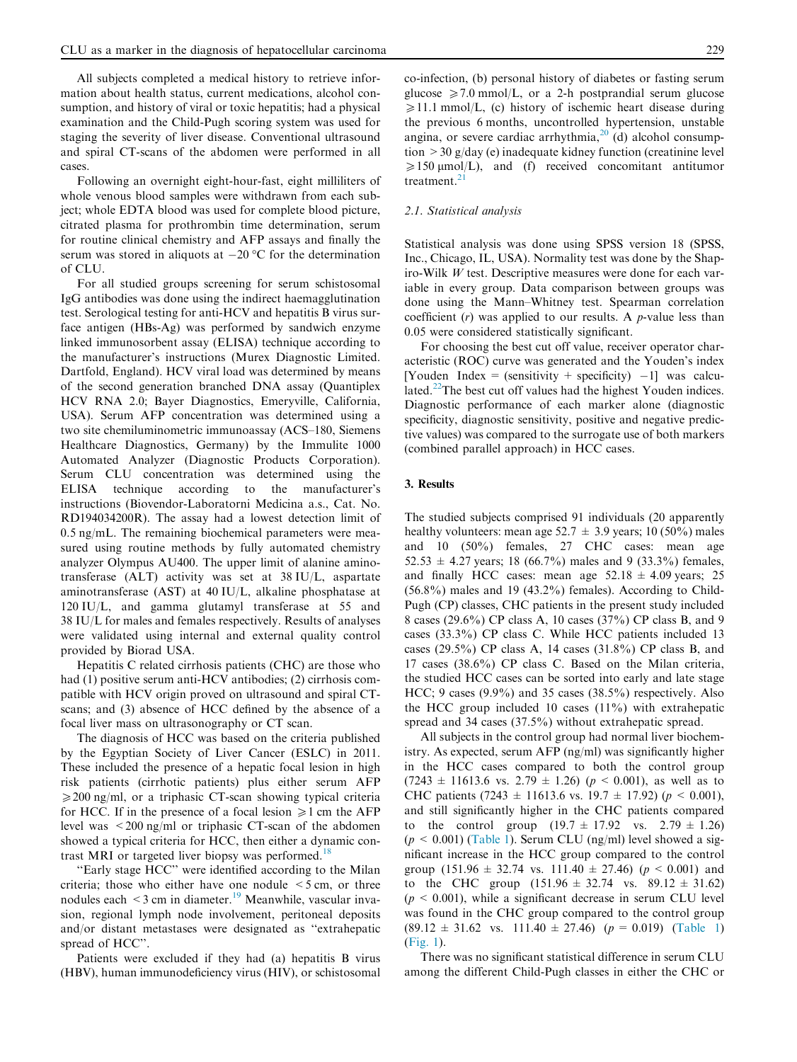All subjects completed a medical history to retrieve information about health status, current medications, alcohol consumption, and history of viral or toxic hepatitis; had a physical examination and the Child-Pugh scoring system was used for staging the severity of liver disease. Conventional ultrasound and spiral CT-scans of the abdomen were performed in all cases.

Following an overnight eight-hour-fast, eight milliliters of whole venous blood samples were withdrawn from each subject; whole EDTA blood was used for complete blood picture, citrated plasma for prothrombin time determination, serum for routine clinical chemistry and AFP assays and finally the serum was stored in aliquots at −20 °C for the determination of CLU.

For all studied groups screening for serum schistosomal IgG antibodies was done using the indirect haemagglutination test. Serological testing for anti-HCV and hepatitis B virus surface antigen (HBs-Ag) was performed by sandwich enzyme linked immunosorbent assay (ELISA) technique according to the manufacturer's instructions (Murex Diagnostic Limited. Dartfold, England). HCV viral load was determined by means of the second generation branched DNA assay (Quantiplex HCV RNA 2.0; Bayer Diagnostics, Emeryville, California, USA). Serum AFP concentration was determined using a two site chemiluminometric immunoassay (ACS–180, Siemens Healthcare Diagnostics, Germany) by the Immulite 1000 Automated Analyzer (Diagnostic Products Corporation). Serum CLU concentration was determined using the ELISA technique according to the manufacturer's instructions (Biovendor-Laboratorni Medicina a.s., Cat. No. RD194034200R). The assay had a lowest detection limit of 0.5 ng/mL. The remaining biochemical parameters were measured using routine methods by fully automated chemistry analyzer Olympus AU400. The upper limit of alanine aminotransferase (ALT) activity was set at 38 IU/L, aspartate aminotransferase (AST) at 40 IU/L, alkaline phosphatase at 120 IU/L, and gamma glutamyl transferase at 55 and 38 IU/L for males and females respectively. Results of analyses were validated using internal and external quality control provided by Biorad USA.

Hepatitis C related cirrhosis patients (CHC) are those who had (1) positive serum anti-HCV antibodies; (2) cirrhosis compatible with HCV origin proved on ultrasound and spiral CT-scans; and (3) absence of HCC defined by the absence of a focal liver mass on ultrasonography or CT scan.

The diagnosis of HCC was based on the criteria published by the Egyptian Society of Liver Cancer (ESLC) in 2011. These included the presence of a hepatic focal lesion in high risk patients (cirrhotic patients) plus either serum AFP $\geqslant$200 ng/ml, or a triphasic CT-scan showing typical criteria for HCC. If in the presence of a focal lesion $\geqslant$1 cm the AFP level was <200 ng/ml or triphasic CT-scan of the abdomen showed a typical criteria for HCC, then either a dynamic contrast MRI or targeted liver biopsy was performed.[18]

"Early stage HCC" were identified according to the Milan criteria; those who either have one nodule <5 cm, or three nodules each <3 cm in diameter.[19] Meanwhile, vascular invasion, regional lymph node involvement, peritoneal deposits and/or distant metastases were designated as "extrahepatic spread of HCC".

Patients were excluded if they had (a) hepatitis B virus (HBV), human immunodeficiency virus (HIV), or schistosomal co-infection, (b) personal history of diabetes or fasting serum glucose $\geqslant$7.0 mmol/L, or a 2-h postprandial serum glucose $\geqslant$11.1 mmol/L, (c) history of ischemic heart disease during the previous 6 months, uncontrolled hypertension, unstable angina, or severe cardiac arrhythmia,[20] (d) alcohol consumption >30 g/day (e) inadequate kidney function (creatinine level $\geqslant$150 μmol/L), and (f) received concomitant antitumor treatment.[21]

### 2.1. Statistical analysis

Statistical analysis was done using SPSS version 18 (SPSS, Inc., Chicago, IL, USA). Normality test was done by the Shapiro-Wilk *W* test. Descriptive measures were done for each variable in every group. Data comparison between groups was done using the Mann–Whitney test. Spearman correlation coefficient (*r*) was applied to our results. A *p*-value less than 0.05 were considered statistically significant.

For choosing the best cut off value, receiver operator characteristic (ROC) curve was generated and the Youden's index [Youden Index = (sensitivity + specificity) −1] was calculated.[22] The best cut off values had the highest Youden indices. Diagnostic performance of each marker alone (diagnostic specificity, diagnostic sensitivity, positive and negative predictive values) was compared to the surrogate use of both markers (combined parallel approach) in HCC cases.

## 3. Results

The studied subjects comprised 91 individuals (20 apparently healthy volunteers: mean age 52.7 ± 3.9 years; 10 (50%) males and 10 (50%) females, 27 CHC cases: mean age 52.53 ± 4.27 years; 18 (66.7%) males and 9 (33.3%) females, and finally HCC cases: mean age 52.18 ± 4.09 years; 25 (56.8%) males and 19 (43.2%) females). According to Child-Pugh (CP) classes, CHC patients in the present study included 8 cases (29.6%) CP class A, 10 cases (37%) CP class B, and 9 cases (33.3%) CP class C. While HCC patients included 13 cases (29.5%) CP class A, 14 cases (31.8%) CP class B, and 17 cases (38.6%) CP class C. Based on the Milan criteria, the studied HCC cases can be sorted into early and late stage HCC; 9 cases (9.9%) and 35 cases (38.5%) respectively. Also the HCC group included 10 cases (11%) with extrahepatic spread and 34 cases (37.5%) without extrahepatic spread.

All subjects in the control group had normal liver biochemistry. As expected, serum AFP (ng/ml) was significantly higher in the HCC cases compared to both the control group (7243 ± 11613.6 vs. 2.79 ± 1.26) ($p < 0.001$), as well as to CHC patients (7243 ± 11613.6 vs. 19.7 ± 17.92) ($p < 0.001$), and still significantly higher in the CHC patients compared to the control group (19.7 ± 17.92 vs. 2.79 ± 1.26) ($p < 0.001$) (Table 1). Serum CLU (ng/ml) level showed a significant increase in the HCC group compared to the control group (151.96 ± 32.74 vs. 111.40 ± 27.46) ($p < 0.001$) and to the CHC group (151.96 ± 32.74 vs. 89.12 ± 31.62) ($p < 0.001$), while a significant decrease in serum CLU level was found in the CHC group compared to the control group (89.12 ± 31.62 vs. 111.40 ± 27.46) ($p = 0.019$) (Table 1) (Fig. 1).

There was no significant statistical difference in serum CLU among the different Child-Pugh classes in either the CHC or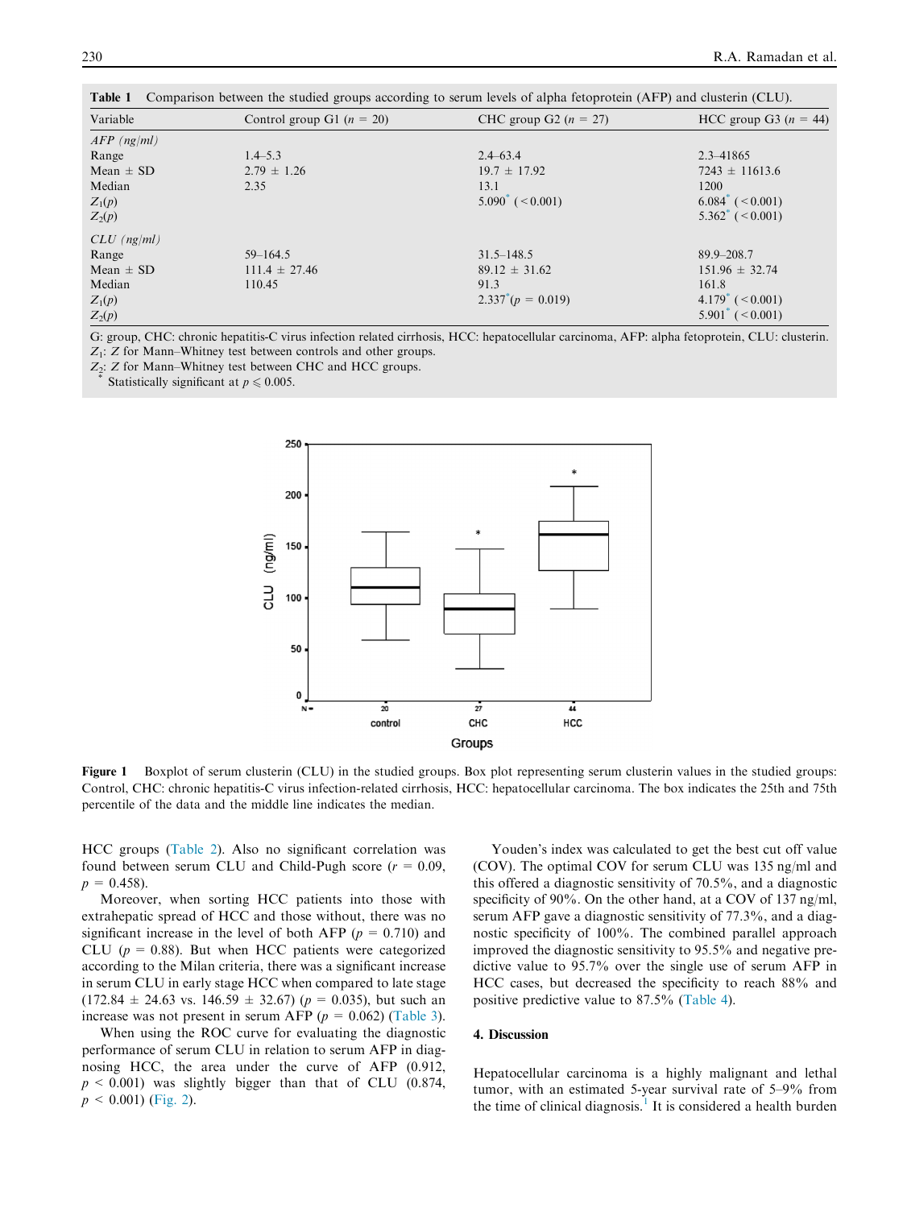**Table 1** Comparison between the studied groups according to serum levels of alpha fetoprotein (AFP) and clusterin (CLU).

| Variable | Control group G1 ($n$ = 20) | CHC group G2 ($n$ = 27) | HCC group G3 ($n$ = 44) |
|---|---|---|---|
| *AFP (ng/ml)* | | | |
| Range | 1.4–5.3 | 2.4–63.4 | 2.3–41865 |
| Mean ± SD | 2.79 ± 1.26 | 19.7 ± 17.92 | 7243 ± 11613.6 |
| Median | 2.35 | 13.1 | 1200 |
| $Z_1(p)$ | | 5.090* (<0.001) | 6.084* (<0.001) |
| $Z_2(p)$ | | | 5.362* (<0.001) |
| *CLU (ng/ml)* | | | |
| Range | 59–164.5 | 31.5–148.5 | 89.9–208.7 |
| Mean ± SD | 111.4 ± 27.46 | 89.12 ± 31.62 | 151.96 ± 32.74 |
| Median | 110.45 | 91.3 | 161.8 |
| $Z_1(p)$ | | 2.337*($p$ = 0.019) | 4.179* (<0.001) |
| $Z_2(p)$ | | | 5.901* (<0.001) |

G: group, CHC: chronic hepatitis-C virus infection related cirrhosis, HCC: hepatocellular carcinoma, AFP: alpha fetoprotein, CLU: clusterin.
$Z_1$: $Z$ for Mann–Whitney test between controls and other groups.
$Z_2$: $Z$ for Mann–Whitney test between CHC and HCC groups.
* Statistically significant at $p \leqslant 0.005$.

**Figure 1** Boxplot of serum clusterin (CLU) in the studied groups. Box plot representing serum clusterin values in the studied groups: Control, CHC: chronic hepatitis-C virus infection-related cirrhosis, HCC: hepatocellular carcinoma. The box indicates the 25th and 75th percentile of the data and the middle line indicates the median.

HCC groups (Table 2). Also no significant correlation was found between serum CLU and Child-Pugh score ($r$ = 0.09, $p$ = 0.458).

Moreover, when sorting HCC patients into those with extrahepatic spread of HCC and those without, there was no significant increase in the level of both AFP ($p$ = 0.710) and CLU ($p$ = 0.88). But when HCC patients were categorized according to the Milan criteria, there was a significant increase in serum CLU in early stage HCC when compared to late stage (172.84 ± 24.63 vs. 146.59 ± 32.67) ($p$ = 0.035), but such an increase was not present in serum AFP ($p$ = 0.062) (Table 3).

When using the ROC curve for evaluating the diagnostic performance of serum CLU in relation to serum AFP in diagnosing HCC, the area under the curve of AFP (0.912, $p$ < 0.001) was slightly bigger than that of CLU (0.874, $p$ < 0.001) (Fig. 2).

Youden's index was calculated to get the best cut off value (COV). The optimal COV for serum CLU was 135 ng/ml and this offered a diagnostic sensitivity of 70.5%, and a diagnostic specificity of 90%. On the other hand, at a COV of 137 ng/ml, serum AFP gave a diagnostic sensitivity of 77.3%, and a diagnostic specificity of 100%. The combined parallel approach improved the diagnostic sensitivity to 95.5% and negative predictive value to 95.7% over the single use of serum AFP in HCC cases, but decreased the specificity to reach 88% and positive predictive value to 87.5% (Table 4).

## 4. Discussion

Hepatocellular carcinoma is a highly malignant and lethal tumor, with an estimated 5-year survival rate of 5–9% from the time of clinical diagnosis.[1] It is considered a health burden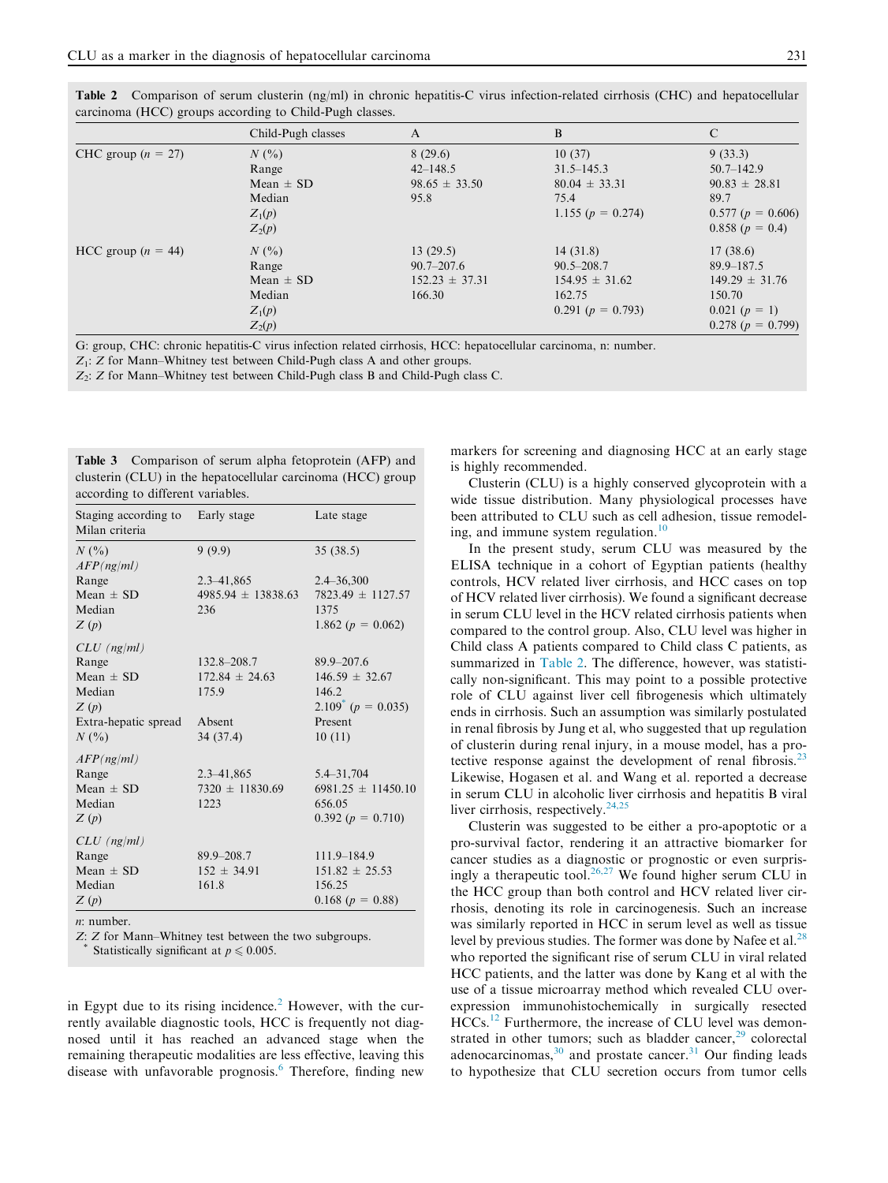**Table 2** Comparison of serum clusterin (ng/ml) in chronic hepatitis-C virus infection-related cirrhosis (CHC) and hepatocellular carcinoma (HCC) groups according to Child-Pugh classes.

| | Child-Pugh classes | A | B | C |
|---|---|---|---|---|
| CHC group ($n$ = 27) | $N$ (%) | 8 (29.6) | 10 (37) | 9 (33.3) |
| | Range | 42–148.5 | 31.5–145.3 | 50.7–142.9 |
| | Mean ± SD | 98.65 ± 33.50 | 80.04 ± 33.31 | 90.83 ± 28.81 |
| | Median | 95.8 | 75.4 | 89.7 |
| | $Z_1(p)$ | | 1.155 ($p$ = 0.274) | 0.577 ($p$ = 0.606) |
| | $Z_2(p)$ | | | 0.858 ($p$ = 0.4) |
| HCC group ($n$ = 44) | $N$ (%) | 13 (29.5) | 14 (31.8) | 17 (38.6) |
| | Range | 90.7–207.6 | 90.5–208.7 | 89.9–187.5 |
| | Mean ± SD | 152.23 ± 37.31 | 154.95 ± 31.62 | 149.29 ± 31.76 |
| | Median | 166.30 | 162.75 | 150.70 |
| | $Z_1(p)$ | | 0.291 ($p$ = 0.793) | 0.021 ($p$ = 1) |
| | $Z_2(p)$ | | | 0.278 ($p$ = 0.799) |

G: group, CHC: chronic hepatitis-C virus infection related cirrhosis, HCC: hepatocellular carcinoma, n: number.
$Z_1$: Z for Mann–Whitney test between Child-Pugh class A and other groups.
$Z_2$: Z for Mann–Whitney test between Child-Pugh class B and Child-Pugh class C.

**Table 3** Comparison of serum alpha fetoprotein (AFP) and clusterin (CLU) in the hepatocellular carcinoma (HCC) group according to different variables.

| Staging according to Milan criteria | Early stage | Late stage |
|---|---|---|
| $N$ (%) | 9 (9.9) | 35 (38.5) |
| *AFP(ng/ml)* | | |
| Range | 2.3–41,865 | 2.4–36,300 |
| Mean ± SD | 4985.94 ± 13838.63 | 7823.49 ± 1127.57 |
| Median | 236 | 1375 |
| $Z$ ($p$) | | 1.862 ($p$ = 0.062) |
| *CLU (ng/ml)* | | |
| Range | 132.8–208.7 | 89.9–207.6 |
| Mean ± SD | 172.84 ± 24.63 | 146.59 ± 32.67 |
| Median | 175.9 | 146.2 |
| $Z$ ($p$) | | 2.109* ($p$ = 0.035) |
| Extra-hepatic spread | Absent | Present |
| $N$ (%) | 34 (37.4) | 10 (11) |
| *AFP(ng/ml)* | | |
| Range | 2.3–41,865 | 5.4–31,704 |
| Mean ± SD | 7320 ± 11830.69 | 6981.25 ± 11450.10 |
| Median | 1223 | 656.05 |
| $Z$ ($p$) | | 0.392 ($p$ = 0.710) |
| *CLU (ng/ml)* | | |
| Range | 89.9–208.7 | 111.9–184.9 |
| Mean ± SD | 152 ± 34.91 | 151.82 ± 25.53 |
| Median | 161.8 | 156.25 |
| $Z$ ($p$) | | 0.168 ($p$ = 0.88) |

*n*: number.
*Z*: Z for Mann–Whitney test between the two subgroups.
\* Statistically significant at $p \leqslant 0.005$.

in Egypt due to its rising incidence.[2] However, with the currently available diagnostic tools, HCC is frequently not diagnosed until it has reached an advanced stage when the remaining therapeutic modalities are less effective, leaving this disease with unfavorable prognosis.[6] Therefore, finding new markers for screening and diagnosing HCC at an early stage is highly recommended.

Clusterin (CLU) is a highly conserved glycoprotein with a wide tissue distribution. Many physiological processes have been attributed to CLU such as cell adhesion, tissue remodeling, and immune system regulation.[10]

In the present study, serum CLU was measured by the ELISA technique in a cohort of Egyptian patients (healthy controls, HCV related liver cirrhosis, and HCC cases on top of HCV related liver cirrhosis). We found a significant decrease in serum CLU level in the HCV related cirrhosis patients when compared to the control group. Also, CLU level was higher in Child class A patients compared to Child class C patients, as summarized in Table 2. The difference, however, was statistically non-significant. This may point to a possible protective role of CLU against liver cell fibrogenesis which ultimately ends in cirrhosis. Such an assumption was similarly postulated in renal fibrosis by Jung et al, who suggested that up regulation of clusterin during renal injury, in a mouse model, has a protective response against the development of renal fibrosis.[23] Likewise, Hogasen et al. and Wang et al. reported a decrease in serum CLU in alcoholic liver cirrhosis and hepatitis B viral liver cirrhosis, respectively.[24,25]

Clusterin was suggested to be either a pro-apoptotic or a pro-survival factor, rendering it an attractive biomarker for cancer studies as a diagnostic or prognostic or even surprisingly a therapeutic tool.[26,27] We found higher serum CLU in the HCC group than both control and HCV related liver cirrhosis, denoting its role in carcinogenesis. Such an increase was similarly reported in HCC in serum level as well as tissue level by previous studies. The former was done by Nafee et al.[28] who reported the significant rise of serum CLU in viral related HCC patients, and the latter was done by Kang et al with the use of a tissue microarray method which revealed CLU overexpression immunohistochemically in surgically resected HCCs.[12] Furthermore, the increase of CLU level was demonstrated in other tumors; such as bladder cancer,[29] colorectal adenocarcinomas,[30] and prostate cancer.[31] Our finding leads to hypothesize that CLU secretion occurs from tumor cells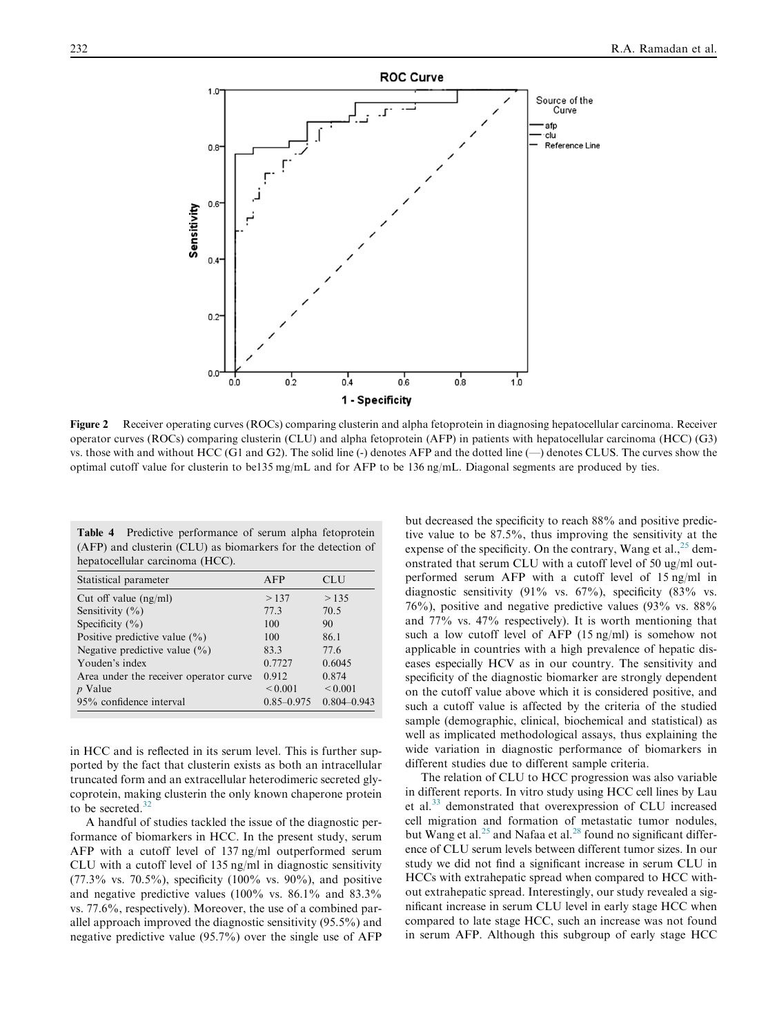Figure 2 Receiver operating curves (ROCs) comparing clusterin and alpha fetoprotein in diagnosing hepatocellular carcinoma. Receiver operator curves (ROCs) comparing clusterin (CLU) and alpha fetoprotein (AFP) in patients with hepatocellular carcinoma (HCC) (G3) vs. those with and without HCC (G1 and G2). The solid line (-) denotes AFP and the dotted line (—) denotes CLUS. The curves show the optimal cutoff value for clusterin to be135 mg/mL and for AFP to be 136 ng/mL. Diagonal segments are produced by ties.

**Table 4** Predictive performance of serum alpha fetoprotein (AFP) and clusterin (CLU) as biomarkers for the detection of hepatocellular carcinoma (HCC).

| Statistical parameter | AFP | CLU |
|---|---|---|
| Cut off value (ng/ml) | >137 | >135 |
| Sensitivity (%) | 77.3 | 70.5 |
| Specificity (%) | 100 | 90 |
| Positive predictive value (%) | 100 | 86.1 |
| Negative predictive value (%) | 83.3 | 77.6 |
| Youden's index | 0.7727 | 0.6045 |
| Area under the receiver operator curve | 0.912 | 0.874 |
| *p* Value | <0.001 | <0.001 |
| 95% confidence interval | 0.85–0.975 | 0.804–0.943 |

in HCC and is reflected in its serum level. This is further supported by the fact that clusterin exists as both an intracellular truncated form and an extracellular heterodimeric secreted glycoprotein, making clusterin the only known chaperone protein to be secreted.[32]

A handful of studies tackled the issue of the diagnostic performance of biomarkers in HCC. In the present study, serum AFP with a cutoff level of 137 ng/ml outperformed serum CLU with a cutoff level of 135 ng/ml in diagnostic sensitivity (77.3% vs. 70.5%), specificity (100% vs. 90%), and positive and negative predictive values (100% vs. 86.1% and 83.3% vs. 77.6%, respectively). Moreover, the use of a combined parallel approach improved the diagnostic sensitivity (95.5%) and negative predictive value (95.7%) over the single use of AFP but decreased the specificity to reach 88% and positive predictive value to be 87.5%, thus improving the sensitivity at the expense of the specificity. On the contrary, Wang et al.,[25] demonstrated that serum CLU with a cutoff level of 50 ug/ml outperformed serum AFP with a cutoff level of 15 ng/ml in diagnostic sensitivity (91% vs. 67%), specificity (83% vs. 76%), positive and negative predictive values (93% vs. 88% and 77% vs. 47% respectively). It is worth mentioning that such a low cutoff level of AFP (15 ng/ml) is somehow not applicable in countries with a high prevalence of hepatic diseases especially HCV as in our country. The sensitivity and specificity of the diagnostic biomarker are strongly dependent on the cutoff value above which it is considered positive, and such a cutoff value is affected by the criteria of the studied sample (demographic, clinical, biochemical and statistical) as well as implicated methodological assays, thus explaining the wide variation in diagnostic performance of biomarkers in different studies due to different sample criteria.

The relation of CLU to HCC progression was also variable in different reports. In vitro study using HCC cell lines by Lau et al.[33] demonstrated that overexpression of CLU increased cell migration and formation of metastatic tumor nodules, but Wang et al.[25] and Nafaa et al.[28] found no significant difference of CLU serum levels between different tumor sizes. In our study we did not find a significant increase in serum CLU in HCCs with extrahepatic spread when compared to HCC without extrahepatic spread. Interestingly, our study revealed a significant increase in serum CLU level in early stage HCC when compared to late stage HCC, such an increase was not found in serum AFP. Although this subgroup of early stage HCC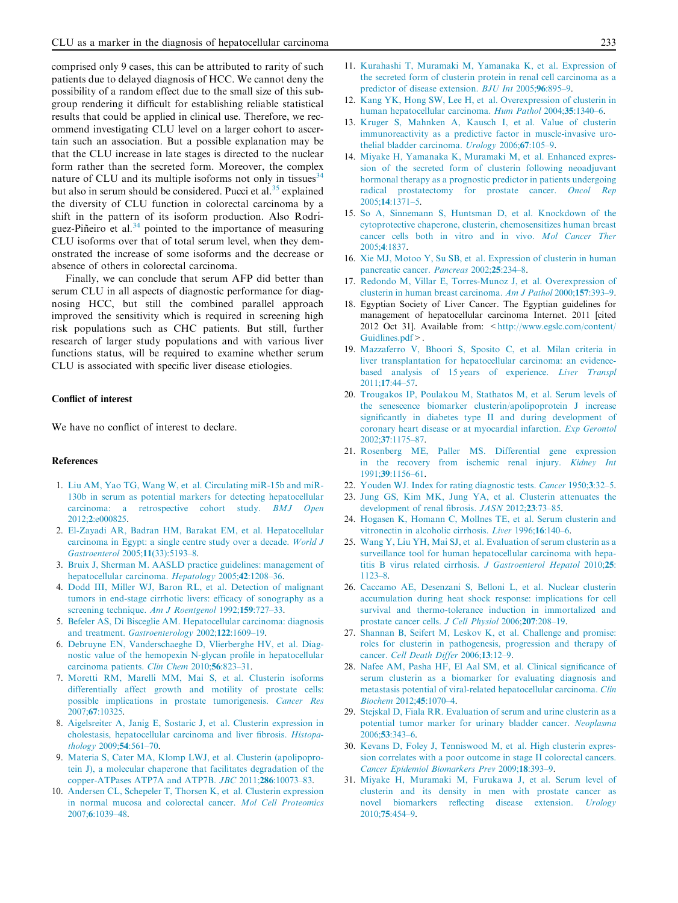comprised only 9 cases, this can be attributed to rarity of such patients due to delayed diagnosis of HCC. We cannot deny the possibility of a random effect due to the small size of this subgroup rendering it difficult for establishing reliable statistical results that could be applied in clinical use. Therefore, we recommend investigating CLU level on a larger cohort to ascertain such an association. But a possible explanation may be that the CLU increase in late stages is directed to the nuclear form rather than the secreted form. Moreover, the complex nature of CLU and its multiple isoforms not only in tissues[34] but also in serum should be considered. Pucci et al.[35] explained the diversity of CLU function in colorectal carcinoma by a shift in the pattern of its isoform production. Also Rodríguez-Piñeiro et al.[34] pointed to the importance of measuring CLU isoforms over that of total serum level, when they demonstrated the increase of some isoforms and the decrease or absence of others in colorectal carcinoma.

Finally, we can conclude that serum AFP did better than serum CLU in all aspects of diagnostic performance for diagnosing HCC, but still the combined parallel approach improved the sensitivity which is required in screening high risk populations such as CHC patients. But still, further research of larger study populations and with various liver functions status, will be required to examine whether serum CLU is associated with specific liver disease etiologies.

## Conflict of interest

We have no conflict of interest to declare.

## References

1. Liu AM, Yao TG, Wang W, et al. Circulating miR-15b and miR-130b in serum as potential markers for detecting hepatocellular carcinoma: a retrospective cohort study. *BMJ Open* 2012;**2**:e000825.
2. El-Zayadi AR, Badran HM, Barakat EM, et al. Hepatocellular carcinoma in Egypt: a single centre study over a decade. *World J Gastroenterol* 2005;**11**(33):5193–8.
3. Bruix J, Sherman M. AASLD practice guidelines: management of hepatocellular carcinoma. *Hepatology* 2005;**42**:1208–36.
4. Dodd III, Miller WJ, Baron RL, et al. Detection of malignant tumors in end-stage cirrhotic livers: efficacy of sonography as a screening technique. *Am J Roentgenol* 1992;**159**:727–33.
5. Befeler AS, Di Bisceglie AM. Hepatocellular carcinoma: diagnosis and treatment. *Gastroenterology* 2002;**122**:1609–19.
6. Debruyne EN, Vanderschaeghe D, Vlierberghe HV, et al. Diagnostic value of the hemopexin N-glycan profile in hepatocellular carcinoma patients. *Clin Chem* 2010;**56**:823–31.
7. Moretti RM, Marelli MM, Mai S, et al. Clusterin isoforms differentially affect growth and motility of prostate cells: possible implications in prostate tumorigenesis. *Cancer Res* 2007;**67**:10325.
8. Aigelsreiter A, Janig E, Sostaric J, et al. Clusterin expression in cholestasis, hepatocellular carcinoma and liver fibrosis. *Histopathology* 2009;**54**:561–70.
9. Materia S, Cater MA, Klomp LWJ, et al. Clusterin (apolipoprotein J), a molecular chaperone that facilitates degradation of the copper-ATPases ATP7A and ATP7B. *JBC* 2011;**286**:10073–83.
10. Andersen CL, Schepeler T, Thorsen K, et al. Clusterin expression in normal mucosa and colorectal cancer. *Mol Cell Proteomics* 2007;**6**:1039–48.
11. Kurahashi T, Muramaki M, Yamanaka K, et al. Expression of the secreted form of clusterin protein in renal cell carcinoma as a predictor of disease extension. *BJU Int* 2005;**96**:895–9.
12. Kang YK, Hong SW, Lee H, et al. Overexpression of clusterin in human hepatocellular carcinoma. *Hum Pathol* 2004;**35**:1340–6.
13. Kruger S, Mahnken A, Kausch I, et al. Value of clusterin immunoreactivity as a predictive factor in muscle-invasive urothelial bladder carcinoma. *Urology* 2006;**67**:105–9.
14. Miyake H, Yamanaka K, Muramaki M, et al. Enhanced expression of the secreted form of clusterin following neoadjuvant hormonal therapy as a prognostic predictor in patients undergoing radical prostatectomy for prostate cancer. *Oncol Rep* 2005;**14**:1371–5.
15. So A, Sinnemann S, Huntsman D, et al. Knockdown of the cytoprotective chaperone, clusterin, chemosensitizes human breast cancer cells both in vitro and in vivo. *Mol Cancer Ther* 2005;**4**:1837.
16. Xie MJ, Motoo Y, Su SB, et al. Expression of clusterin in human pancreatic cancer. *Pancreas* 2002;**25**:234–8.
17. Redondo M, Villar E, Torres-Munoz J, et al. Overexpression of clusterin in human breast carcinoma. *Am J Pathol* 2000;**157**:393–9.
18. Egyptian Society of Liver Cancer. The Egyptian guidelines for management of hepatocellular carcinoma Internet. 2011 [cited 2012 Oct 31]. Available from: <http://www.egslc.com/content/Guidlines.pdf>.
19. Mazzaferro V, Bhoori S, Sposito C, et al. Milan criteria in liver transplantation for hepatocellular carcinoma: an evidence-based analysis of 15 years of experience. *Liver Transpl* 2011;**17**:44–57.
20. Trougakos IP, Poulakou M, Stathatos M, et al. Serum levels of the senescence biomarker clusterin/apolipoprotein J increase significantly in diabetes type II and during development of coronary heart disease or at myocardial infarction. *Exp Gerontol* 2002;**37**:1175–87.
21. Rosenberg ME, Paller MS. Differential gene expression in the recovery from ischemic renal injury. *Kidney Int* 1991;**39**:1156–61.
22. Youden WJ. Index for rating diagnostic tests. *Cancer* 1950;**3**:32–5.
23. Jung GS, Kim MK, Jung YA, et al. Clusterin attenuates the development of renal fibrosis. *JASN* 2012;**23**:73–85.
24. Hogasen K, Homann C, Mollnes TE, et al. Serum clusterin and vitronectin in alcoholic cirrhosis. *Liver* 1996;**16**:140–6.
25. Wang Y, Liu YH, Mai SJ, et al. Evaluation of serum clusterin as a surveillance tool for human hepatocellular carcinoma with hepatitis B virus related cirrhosis. *J Gastroenterol Hepatol* 2010;**25**:1123–8.
26. Caccamo AE, Desenzani S, Belloni L, et al. Nuclear clusterin accumulation during heat shock response: implications for cell survival and thermo-tolerance induction in immortalized and prostate cancer cells. *J Cell Physiol* 2006;**207**:208–19.
27. Shannan B, Seifert M, Leskov K, et al. Challenge and promise: roles for clusterin in pathogenesis, progression and therapy of cancer. *Cell Death Differ* 2006;**13**:12–9.
28. Nafee AM, Pasha HF, El Aal SM, et al. Clinical significance of serum clusterin as a biomarker for evaluating diagnosis and metastasis potential of viral-related hepatocellular carcinoma. *Clin Biochem* 2012;**45**:1070–4.
29. Stejskal D, Fiala RR. Evaluation of serum and urine clusterin as a potential tumor marker for urinary bladder cancer. *Neoplasma* 2006;**53**:343–6.
30. Kevans D, Foley J, Tenniswood M, et al. High clusterin expression correlates with a poor outcome in stage II colorectal cancers. *Cancer Epidemiol Biomarkers Prev* 2009;**18**:393–9.
31. Miyake H, Muramaki M, Furukawa J, et al. Serum level of clusterin and its density in men with prostate cancer as novel biomarkers reflecting disease extension. *Urology* 2010;**75**:454–9.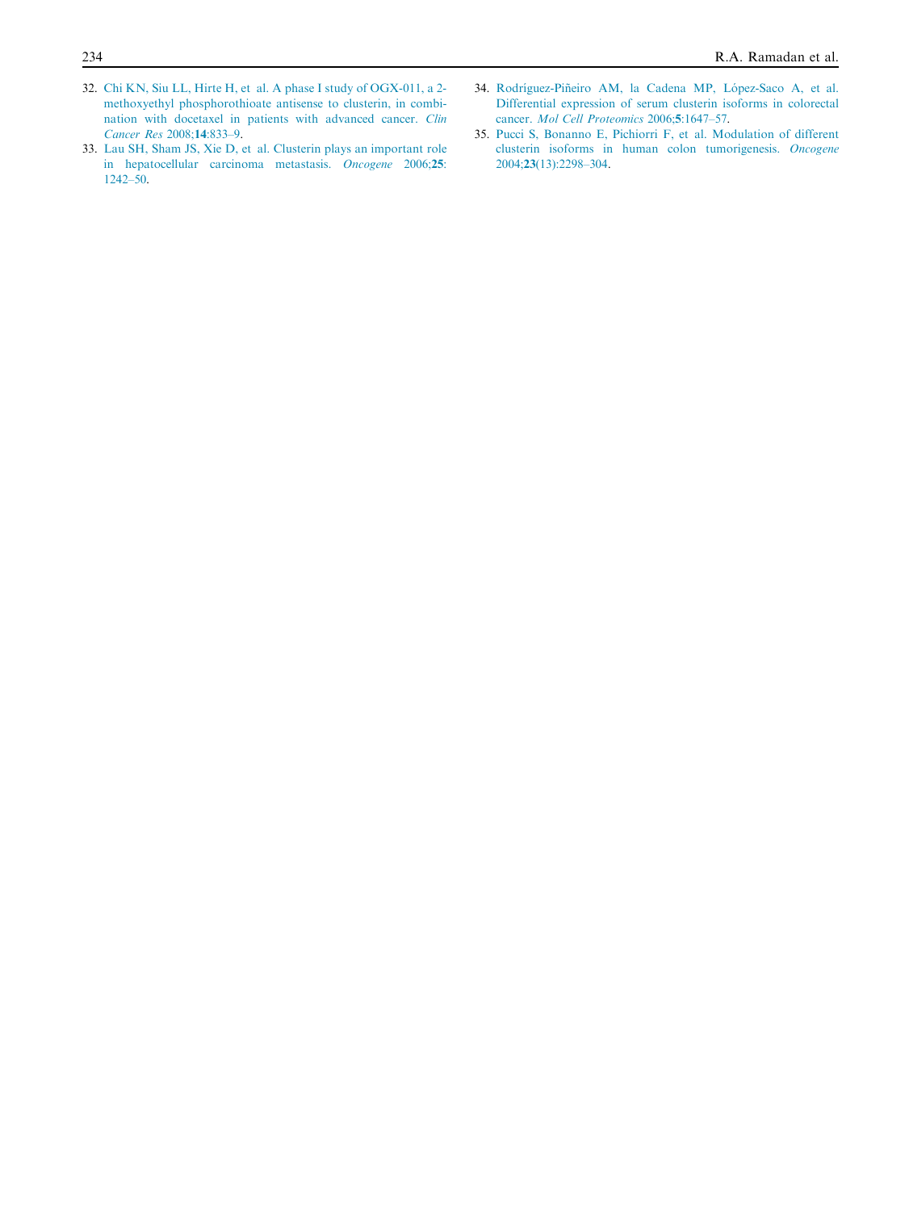32. Chi KN, Siu LL, Hirte H, et al. A phase I study of OGX-011, a 2-methoxyethyl phosphorothioate antisense to clusterin, in combination with docetaxel in patients with advanced cancer. *Clin Cancer Res* 2008;**14**:833–9.
33. Lau SH, Sham JS, Xie D, et al. Clusterin plays an important role in hepatocellular carcinoma metastasis. *Oncogene* 2006;**25**:1242–50.
34. Rodríguez-Piñeiro AM, la Cadena MP, López-Saco A, et al. Differential expression of serum clusterin isoforms in colorectal cancer. *Mol Cell Proteomics* 2006;**5**:1647–57.
35. Pucci S, Bonanno E, Pichiorri F, et al. Modulation of different clusterin isoforms in human colon tumorigenesis. *Oncogene* 2004;**23**(13):2298–304.